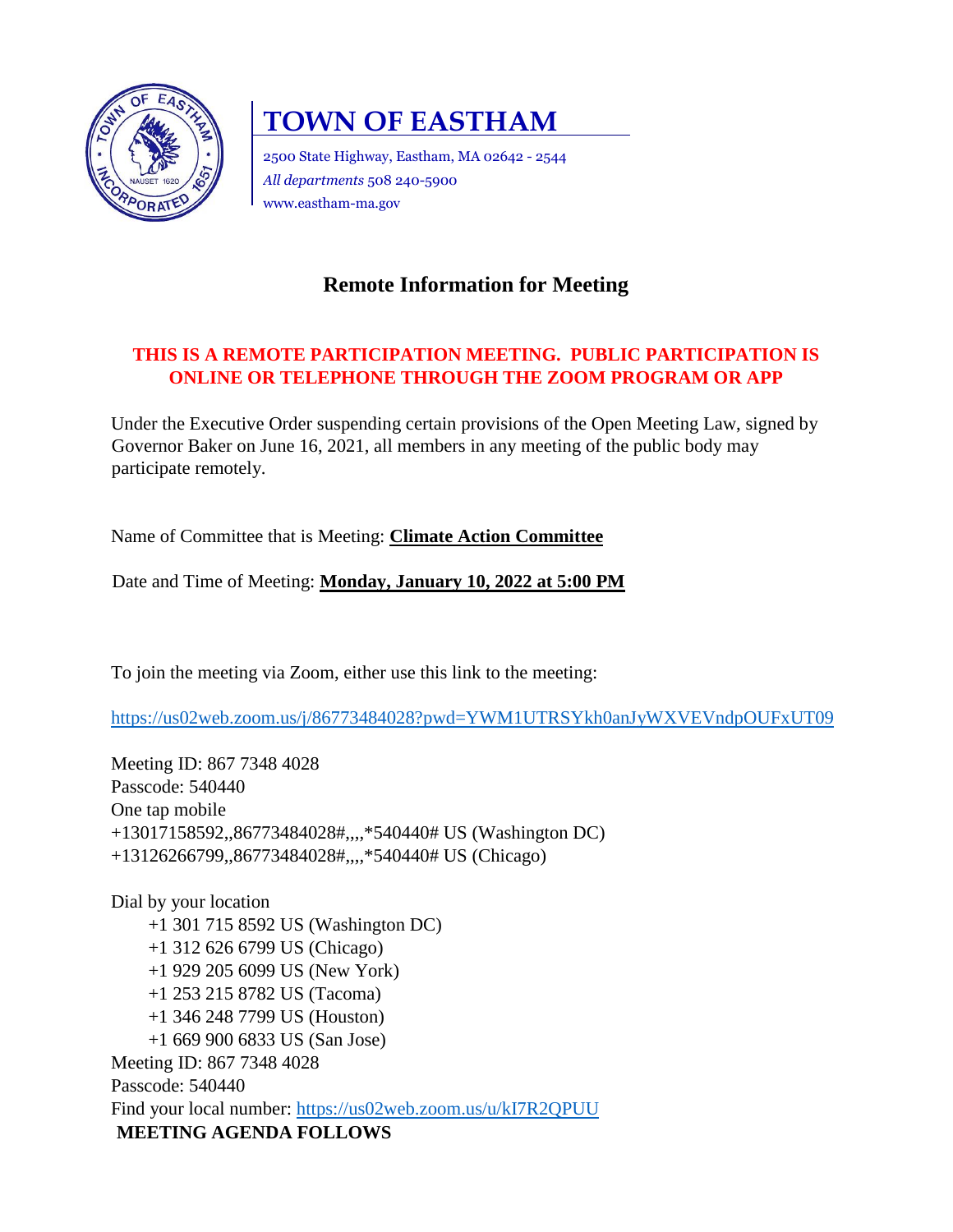# TOWN OF EASTHAM

2500 State Highway, Eastham, MA 02642 - 2544
*All departments* 508 240-5900
www.eastham-ma.gov

## Remote Information for Meeting

**THIS IS A REMOTE PARTICIPATION MEETING. PUBLIC PARTICIPATION IS ONLINE OR TELEPHONE THROUGH THE ZOOM PROGRAM OR APP**

Under the Executive Order suspending certain provisions of the Open Meeting Law, signed by Governor Baker on June 16, 2021, all members in any meeting of the public body may participate remotely.

Name of Committee that is Meeting: **Climate Action Committee**

Date and Time of Meeting: **Monday, January 10, 2022 at 5:00 PM**

To join the meeting via Zoom, either use this link to the meeting:

https://us02web.zoom.us/j/86773484028?pwd=YWM1UTRSYkh0anJyWXVEVndpOUFxUT09

Meeting ID: 867 7348 4028
Passcode: 540440
One tap mobile
+13017158592,,86773484028#,,,,*540440# US (Washington DC)
+13126266799,,86773484028#,,,,*540440# US (Chicago)

Dial by your location
+1 301 715 8592 US (Washington DC)
+1 312 626 6799 US (Chicago)
+1 929 205 6099 US (New York)
+1 253 215 8782 US (Tacoma)
+1 346 248 7799 US (Houston)
+1 669 900 6833 US (San Jose)
Meeting ID: 867 7348 4028
Passcode: 540440
Find your local number: https://us02web.zoom.us/u/kI7R2QPUU

**MEETING AGENDA FOLLOWS**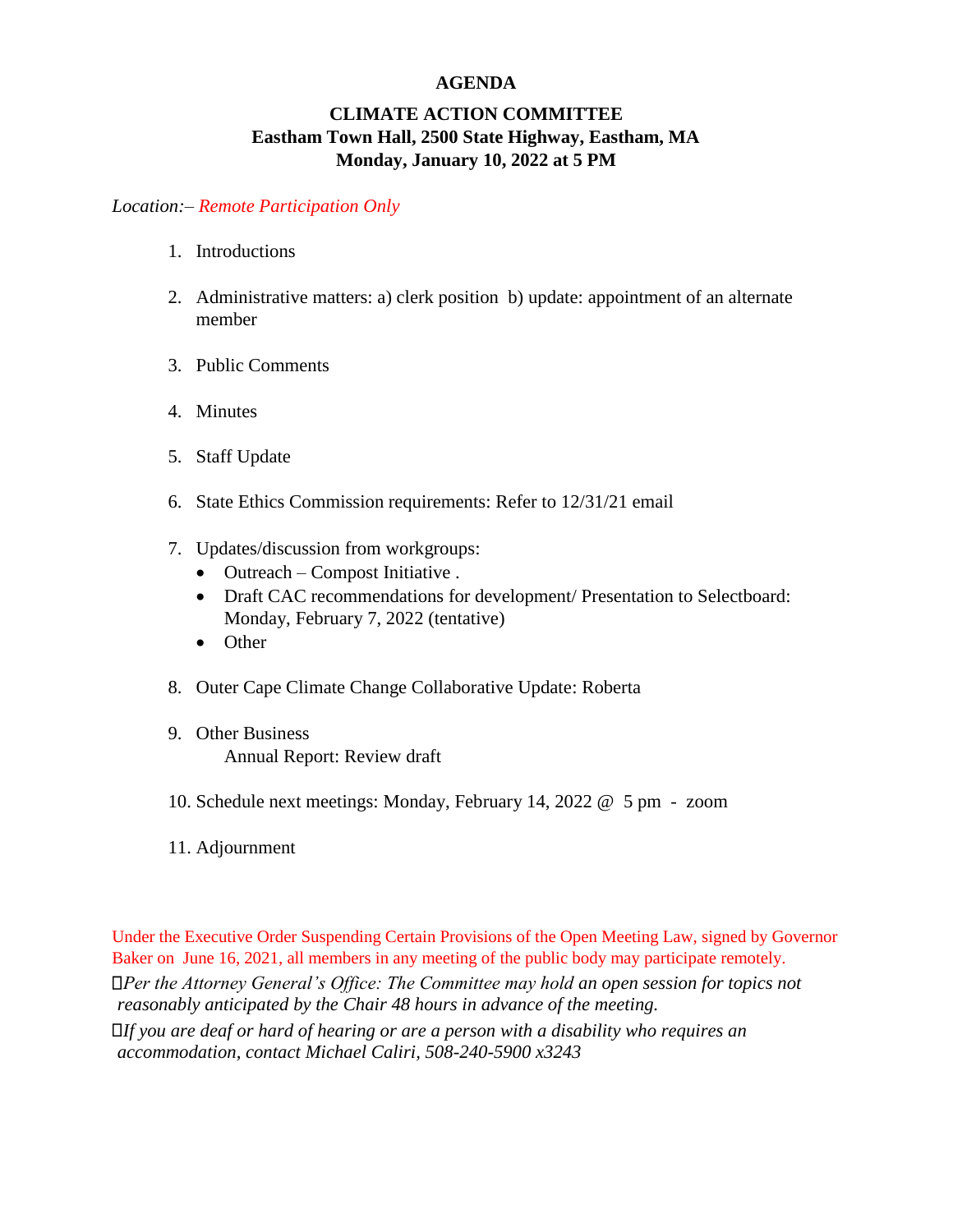**AGENDA**

**CLIMATE ACTION COMMITTEE**
**Eastham Town Hall, 2500 State Highway, Eastham, MA**
**Monday, January 10, 2022 at 5 PM**

*Location:– Remote Participation Only*

1. Introductions

2. Administrative matters: a) clerk position b) update: appointment of an alternate member

3. Public Comments

4. Minutes

5. Staff Update

6. State Ethics Commission requirements: Refer to 12/31/21 email

7. Updates/discussion from workgroups:
   - Outreach – Compost Initiative .
   - Draft CAC recommendations for development/ Presentation to Selectboard: Monday, February 7, 2022 (tentative)
   - Other

8. Outer Cape Climate Change Collaborative Update: Roberta

9. Other Business
   Annual Report: Review draft

10. Schedule next meetings: Monday, February 14, 2022 @ 5 pm - zoom

11. Adjournment

Under the Executive Order Suspending Certain Provisions of the Open Meeting Law, signed by Governor Baker on June 16, 2021, all members in any meeting of the public body may participate remotely.

*Per the Attorney General's Office: The Committee may hold an open session for topics not reasonably anticipated by the Chair 48 hours in advance of the meeting.*

*If you are deaf or hard of hearing or are a person with a disability who requires an accommodation, contact Michael Caliri, 508-240-5900 x3243*